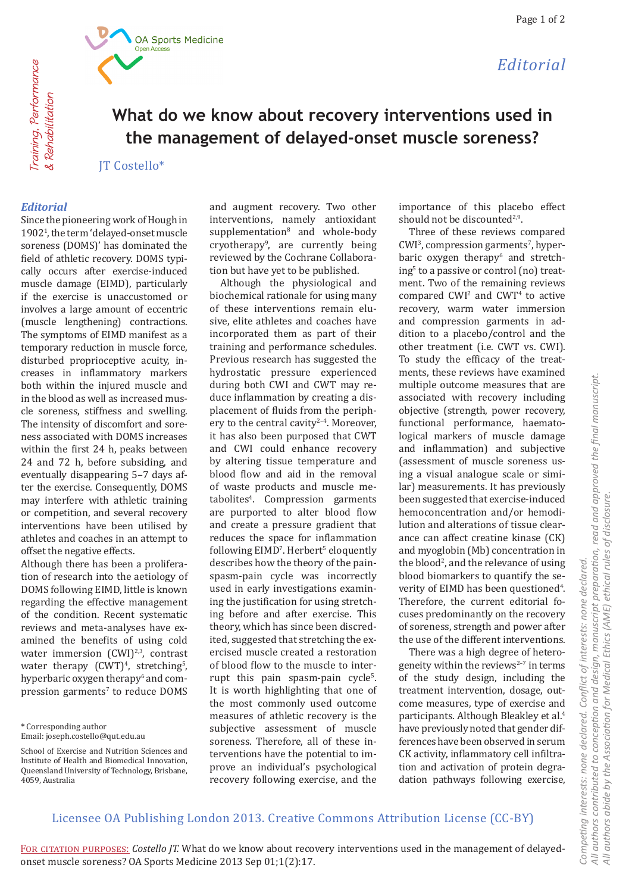Editorial

# What do we know about recovery interventions used in the management of delayed-onset muscle soreness?

JT Costello*

### *Editorial*

Since the pioneering work of Hough in 1902[1], the term 'delayed-onset muscle soreness (DOMS)' has dominated the field of athletic recovery. DOMS typically occurs after exercise-induced muscle damage (EIMD), particularly if the exercise is unaccustomed or involves a large amount of eccentric (muscle lengthening) contractions. The symptoms of EIMD manifest as a temporary reduction in muscle force, disturbed proprioceptive acuity, increases in inflammatory markers both within the injured muscle and in the blood as well as increased muscle soreness, stiffness and swelling. The intensity of discomfort and soreness associated with DOMS increases within the first 24 h, peaks between 24 and 72 h, before subsiding, and eventually disappearing 5–7 days after the exercise. Consequently, DOMS may interfere with athletic training or competition, and several recovery interventions have been utilised by athletes and coaches in an attempt to offset the negative effects.

Although there has been a proliferation of research into the aetiology of DOMS following EIMD, little is known regarding the effective management of the condition. Recent systematic reviews and meta-analyses have examined the benefits of using cold water immersion (CWI)[2,3], contrast water therapy (CWT)[4], stretching[5], hyperbaric oxygen therapy[6] and compression garments[7] to reduce DOMS and augment recovery. Two other interventions, namely antioxidant supplementation[8] and whole-body cryotherapy[9], are currently being reviewed by the Cochrane Collaboration but have yet to be published.

Although the physiological and biochemical rationale for using many of these interventions remain elusive, elite athletes and coaches have incorporated them as part of their training and performance schedules. Previous research has suggested the hydrostatic pressure experienced during both CWI and CWT may reduce inflammation by creating a displacement of fluids from the periphery to the central cavity[2–4]. Moreover, it has also been purposed that CWT and CWI could enhance recovery by altering tissue temperature and blood flow and aid in the removal of waste products and muscle metabolites[4]. Compression garments are purported to alter blood flow and create a pressure gradient that reduces the space for inflammation following EIMD[7]. Herbert[5] eloquently describes how the theory of the pain-spasm-pain cycle was incorrectly used in early investigations examining the justification for using stretching before and after exercise. This theory, which has since been discredited, suggested that stretching the exercised muscle created a restoration of blood flow to the muscle to interrupt this pain spasm-pain cycle[5]. It is worth highlighting that one of the most commonly used outcome measures of athletic recovery is the subjective assessment of muscle soreness. Therefore, all of these interventions have the potential to improve an individual's psychological recovery following exercise, and the importance of this placebo effect should not be discounted[2,9].

Three of these reviews compared CWI[3], compression garments[7], hyperbaric oxygen therapy[6] and stretching[5] to a passive or control (no) treatment. Two of the remaining reviews compared CWI[2] and CWT[4] to active recovery, warm water immersion and compression garments in addition to a placebo/control and the other treatment (i.e. CWT vs. CWI). To study the efficacy of the treatments, these reviews have examined multiple outcome measures that are associated with recovery including objective (strength, power recovery, functional performance, haematological markers of muscle damage and inflammation) and subjective (assessment of muscle soreness using a visual analogue scale or similar) measurements. It has previously been suggested that exercise-induced hemoconcentration and/or hemodilution and alterations of tissue clearance can affect creatine kinase (CK) and myoglobin (Mb) concentration in the blood[2], and the relevance of using blood biomarkers to quantify the severity of EIMD has been questioned[4]. Therefore, the current editorial focuses predominantly on the recovery of soreness, strength and power after the use of the different interventions.

There was a high degree of heterogeneity within the reviews[2–7] in terms of the study design, including the treatment intervention, dosage, outcome measures, type of exercise and participants. Although Bleakley et al.[4] have previously noted that gender differences have been observed in serum CK activity, inflammatory cell infiltration and activation of protein degradation pathways following exercise,

\* Corresponding author
Email: joseph.costello@qut.edu.au

School of Exercise and Nutrition Sciences and Institute of Health and Biomedical Innovation, Queensland University of Technology, Brisbane, 4059, Australia

Competing interests: none declared. Conflict of interests: none declared.
All authors contributed to conception and design, manuscript preparation, read and approved the final manuscript.
All authors abide by the Association for Medical Ethics (AME) ethical rules of disclosure.

Licensee OA Publishing London 2013. Creative Commons Attribution License (CC-BY)

For citation purposes: *Costello JT.* What do we know about recovery interventions used in the management of delayed-onset muscle soreness? OA Sports Medicine 2013 Sep 01;1(2):17.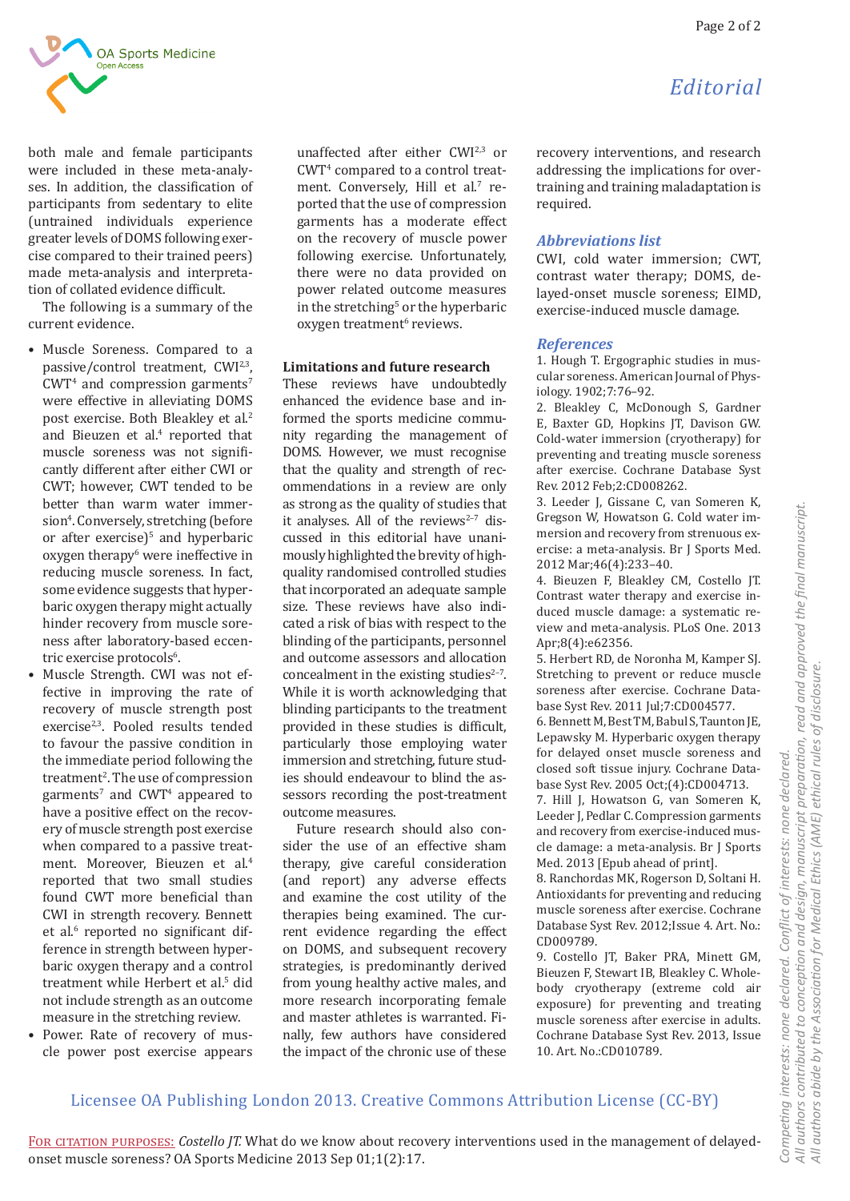both male and female participants were included in these meta-analyses. In addition, the classification of participants from sedentary to elite (untrained individuals experience greater levels of DOMS following exercise compared to their trained peers) made meta-analysis and interpretation of collated evidence difficult.

The following is a summary of the current evidence.

- Muscle Soreness. Compared to a passive/control treatment, CWI[2,3], CWT[4] and compression garments[7] were effective in alleviating DOMS post exercise. Both Bleakley et al.[2] and Bieuzen et al.[4] reported that muscle soreness was not significantly different after either CWI or CWT; however, CWT tended to be better than warm water immersion[4]. Conversely, stretching (before or after exercise)[5] and hyperbaric oxygen therapy[6] were ineffective in reducing muscle soreness. In fact, some evidence suggests that hyperbaric oxygen therapy might actually hinder recovery from muscle soreness after laboratory-based eccentric exercise protocols[6].
- Muscle Strength. CWI was not effective in improving the rate of recovery of muscle strength post exercise[2,3]. Pooled results tended to favour the passive condition in the immediate period following the treatment[2]. The use of compression garments[7] and CWT[4] appeared to have a positive effect on the recovery of muscle strength post exercise when compared to a passive treatment. Moreover, Bieuzen et al.[4] reported that two small studies found CWT more beneficial than CWI in strength recovery. Bennett et al.[6] reported no significant difference in strength between hyperbaric oxygen therapy and a control treatment while Herbert et al.[5] did not include strength as an outcome measure in the stretching review.
- Power. Rate of recovery of muscle power post exercise appears unaffected after either CWI[2,3] or CWT[4] compared to a control treatment. Conversely, Hill et al.[7] reported that the use of compression garments has a moderate effect on the recovery of muscle power following exercise. Unfortunately, there were no data provided on power related outcome measures in the stretching[5] or the hyperbaric oxygen treatment[6] reviews.

### Limitations and future research

These reviews have undoubtedly enhanced the evidence base and informed the sports medicine community regarding the management of DOMS. However, we must recognise that the quality and strength of recommendations in a review are only as strong as the quality of studies that it analyses. All of the reviews[2–7] discussed in this editorial have unanimously highlighted the brevity of high-quality randomised controlled studies that incorporated an adequate sample size. These reviews have also indicated a risk of bias with respect to the blinding of the participants, personnel and outcome assessors and allocation concealment in the existing studies[2–7]. While it is worth acknowledging that blinding participants to the treatment provided in these studies is difficult, particularly those employing water immersion and stretching, future studies should endeavour to blind the assessors recording the post-treatment outcome measures.

Future research should also consider the use of an effective sham therapy, give careful consideration (and report) any adverse effects and examine the cost utility of the therapies being examined. The current evidence regarding the effect on DOMS, and subsequent recovery strategies, is predominantly derived from young healthy active males, and more research incorporating female and master athletes is warranted. Finally, few authors have considered the impact of the chronic use of these recovery interventions, and research addressing the implications for overtraining and training maladaptation is required.

### Abbreviations list

CWI, cold water immersion; CWT, contrast water therapy; DOMS, delayed-onset muscle soreness; EIMD, exercise-induced muscle damage.

### References

1. Hough T. Ergographic studies in muscular soreness. American Journal of Physiology. 1902;7:76–92.
2. Bleakley C, McDonough S, Gardner E, Baxter GD, Hopkins JT, Davison GW. Cold-water immersion (cryotherapy) for preventing and treating muscle soreness after exercise. Cochrane Database Syst Rev. 2012 Feb;2:CD008262.
3. Leeder J, Gissane C, van Someren K, Gregson W, Howatson G. Cold water immersion and recovery from strenuous exercise: a meta-analysis. Br J Sports Med. 2012 Mar;46(4):233–40.
4. Bieuzen F, Bleakley CM, Costello JT. Contrast water therapy and exercise induced muscle damage: a systematic review and meta-analysis. PLoS One. 2013 Apr;8(4):e62356.
5. Herbert RD, de Noronha M, Kamper SJ. Stretching to prevent or reduce muscle soreness after exercise. Cochrane Database Syst Rev. 2011 Jul;7:CD004577.
6. Bennett M, Best TM, Babul S, Taunton JE, Lepawsky M. Hyperbaric oxygen therapy for delayed onset muscle soreness and closed soft tissue injury. Cochrane Database Syst Rev. 2005 Oct;(4):CD004713.
7. Hill J, Howatson G, van Someren K, Leeder J, Pedlar C. Compression garments and recovery from exercise-induced muscle damage: a meta-analysis. Br J Sports Med. 2013 [Epub ahead of print].
8. Ranchordas MK, Rogerson D, Soltani H. Antioxidants for preventing and reducing muscle soreness after exercise. Cochrane Database Syst Rev. 2012;Issue 4. Art. No.: CD009789.
9. Costello JT, Baker PRA, Minett GM, Bieuzen F, Stewart IB, Bleakley C. Whole-body cryotherapy (extreme cold air exposure) for preventing and treating muscle soreness after exercise in adults. Cochrane Database Syst Rev. 2013, Issue 10. Art. No.:CD010789.

Competing interests: none declared. Conflict of interests: none declared.
All authors contributed to conception and design, manuscript preparation, read and approved the final manuscript.
All authors abide by the Association for Medical Ethics (AME) ethical rules of disclosure.

Licensee OA Publishing London 2013. Creative Commons Attribution License (CC-BY)

For citation purposes: *Costello JT.* What do we know about recovery interventions used in the management of delayed-onset muscle soreness? OA Sports Medicine 2013 Sep 01;1(2):17.